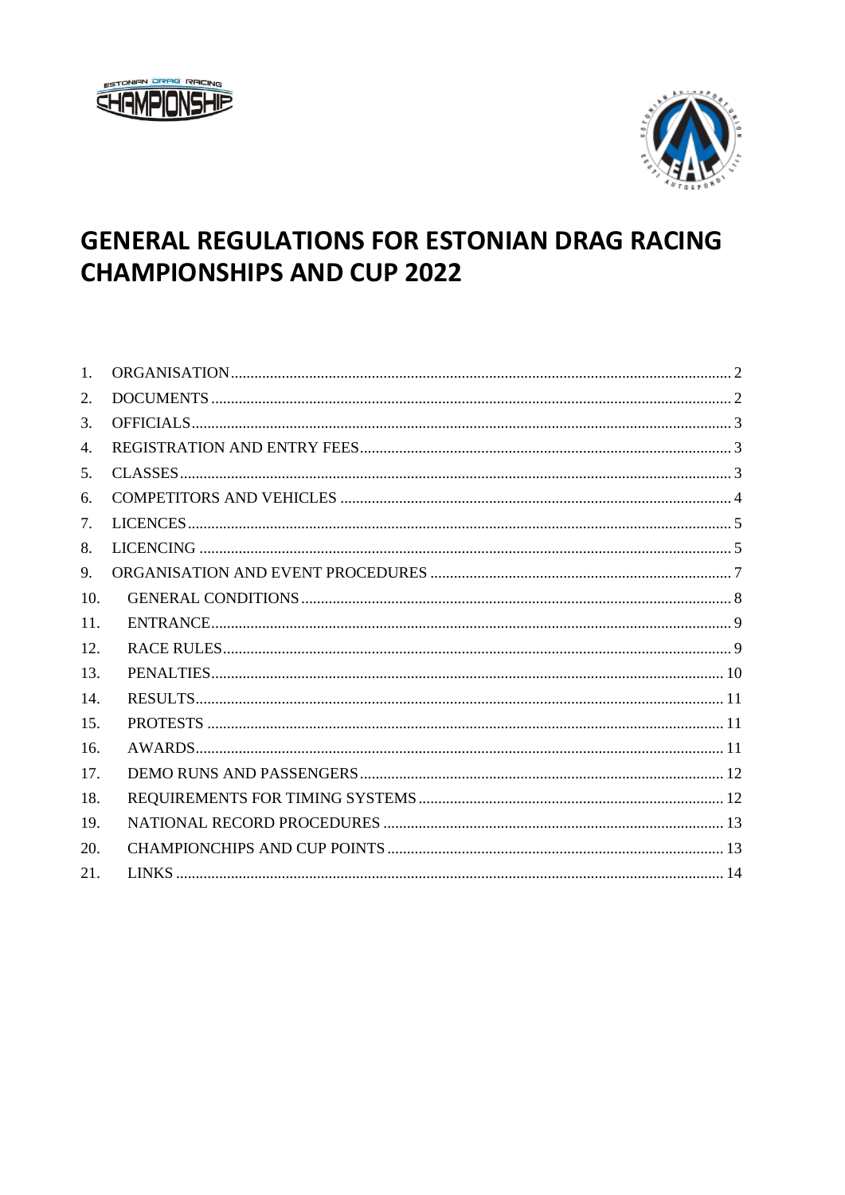# GENERAL REGULATIONS FOR ESTONIAN DRAG RACING CHAMPIONSHIPS AND CUP 2022

1. ORGANISATION ..... 2
2. DOCUMENTS ..... 2
3. OFFICIALS ..... 3
4. REGISTRATION AND ENTRY FEES ..... 3
5. CLASSES ..... 3
6. COMPETITORS AND VEHICLES ..... 4
7. LICENCES ..... 5
8. LICENCING ..... 5
9. ORGANISATION AND EVENT PROCEDURES ..... 7
10. GENERAL CONDITIONS ..... 8
11. ENTRANCE ..... 9
12. RACE RULES ..... 9
13. PENALTIES ..... 10
14. RESULTS ..... 11
15. PROTESTS ..... 11
16. AWARDS ..... 11
17. DEMO RUNS AND PASSENGERS ..... 12
18. REQUIREMENTS FOR TIMING SYSTEMS ..... 12
19. NATIONAL RECORD PROCEDURES ..... 13
20. CHAMPIONCHIPS AND CUP POINTS ..... 13
21. LINKS ..... 14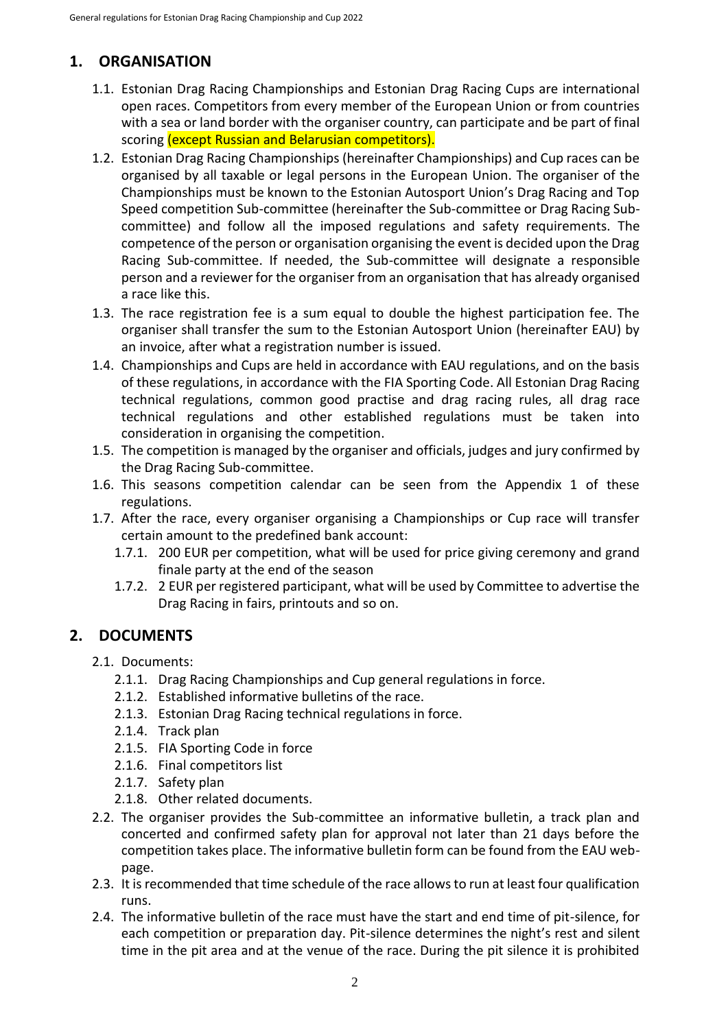## 1. ORGANISATION

1.1. Estonian Drag Racing Championships and Estonian Drag Racing Cups are international open races. Competitors from every member of the European Union or from countries with a sea or land border with the organiser country, can participate and be part of final scoring (except Russian and Belarusian competitors).

1.2. Estonian Drag Racing Championships (hereinafter Championships) and Cup races can be organised by all taxable or legal persons in the European Union. The organiser of the Championships must be known to the Estonian Autosport Union's Drag Racing and Top Speed competition Sub-committee (hereinafter the Sub-committee or Drag Racing Sub-committee) and follow all the imposed regulations and safety requirements. The competence of the person or organisation organising the event is decided upon the Drag Racing Sub-committee. If needed, the Sub-committee will designate a responsible person and a reviewer for the organiser from an organisation that has already organised a race like this.

1.3. The race registration fee is a sum equal to double the highest participation fee. The organiser shall transfer the sum to the Estonian Autosport Union (hereinafter EAU) by an invoice, after what a registration number is issued.

1.4. Championships and Cups are held in accordance with EAU regulations, and on the basis of these regulations, in accordance with the FIA Sporting Code. All Estonian Drag Racing technical regulations, common good practise and drag racing rules, all drag race technical regulations and other established regulations must be taken into consideration in organising the competition.

1.5. The competition is managed by the organiser and officials, judges and jury confirmed by the Drag Racing Sub-committee.

1.6. This seasons competition calendar can be seen from the Appendix 1 of these regulations.

1.7. After the race, every organiser organising a Championships or Cup race will transfer certain amount to the predefined bank account:

1.7.1. 200 EUR per competition, what will be used for price giving ceremony and grand finale party at the end of the season

1.7.2. 2 EUR per registered participant, what will be used by Committee to advertise the Drag Racing in fairs, printouts and so on.

## 2. DOCUMENTS

2.1. Documents:

2.1.1. Drag Racing Championships and Cup general regulations in force.

2.1.2. Established informative bulletins of the race.

2.1.3. Estonian Drag Racing technical regulations in force.

2.1.4. Track plan

2.1.5. FIA Sporting Code in force

2.1.6. Final competitors list

2.1.7. Safety plan

2.1.8. Other related documents.

2.2. The organiser provides the Sub-committee an informative bulletin, a track plan and concerted and confirmed safety plan for approval not later than 21 days before the competition takes place. The informative bulletin form can be found from the EAU web-page.

2.3. It is recommended that time schedule of the race allows to run at least four qualification runs.

2.4. The informative bulletin of the race must have the start and end time of pit-silence, for each competition or preparation day. Pit-silence determines the night's rest and silent time in the pit area and at the venue of the race. During the pit silence it is prohibited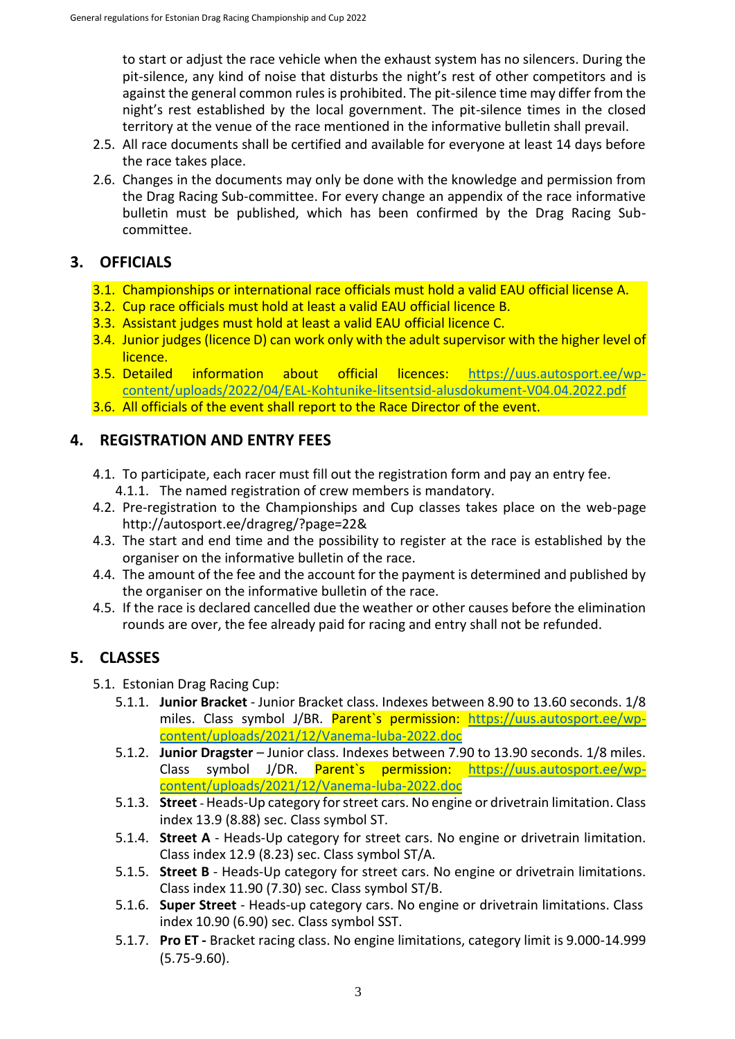to start or adjust the race vehicle when the exhaust system has no silencers. During the pit-silence, any kind of noise that disturbs the night's rest of other competitors and is against the general common rules is prohibited. The pit-silence time may differ from the night's rest established by the local government. The pit-silence times in the closed territory at the venue of the race mentioned in the informative bulletin shall prevail.

2.5. All race documents shall be certified and available for everyone at least 14 days before the race takes place.

2.6. Changes in the documents may only be done with the knowledge and permission from the Drag Racing Sub-committee. For every change an appendix of the race informative bulletin must be published, which has been confirmed by the Drag Racing Sub-committee.

## 3. OFFICIALS

3.1. Championships or international race officials must hold a valid EAU official license A.

3.2. Cup race officials must hold at least a valid EAU official licence B.

3.3. Assistant judges must hold at least a valid EAU official licence C.

3.4. Junior judges (licence D) can work only with the adult supervisor with the higher level of licence.

3.5. Detailed information about official licences: https://uus.autosport.ee/wp-content/uploads/2022/04/EAL-Kohtunike-litsentsid-alusdokument-V04.04.2022.pdf

3.6. All officials of the event shall report to the Race Director of the event.

## 4. REGISTRATION AND ENTRY FEES

4.1. To participate, each racer must fill out the registration form and pay an entry fee.

4.1.1. The named registration of crew members is mandatory.

4.2. Pre-registration to the Championships and Cup classes takes place on the web-page http://autosport.ee/dragreg/?page=22&

4.3. The start and end time and the possibility to register at the race is established by the organiser on the informative bulletin of the race.

4.4. The amount of the fee and the account for the payment is determined and published by the organiser on the informative bulletin of the race.

4.5. If the race is declared cancelled due the weather or other causes before the elimination rounds are over, the fee already paid for racing and entry shall not be refunded.

## 5. CLASSES

5.1. Estonian Drag Racing Cup:

5.1.1. **Junior Bracket** - Junior Bracket class. Indexes between 8.90 to 13.60 seconds. 1/8 miles. Class symbol J/BR. Parent`s permission: https://uus.autosport.ee/wp-content/uploads/2021/12/Vanema-luba-2022.doc

5.1.2. **Junior Dragster** – Junior class. Indexes between 7.90 to 13.90 seconds. 1/8 miles. Class symbol J/DR. Parent`s permission: https://uus.autosport.ee/wp-content/uploads/2021/12/Vanema-luba-2022.doc

5.1.3. **Street** - Heads-Up category for street cars. No engine or drivetrain limitation. Class index 13.9 (8.88) sec. Class symbol ST.

5.1.4. **Street A** - Heads-Up category for street cars. No engine or drivetrain limitation. Class index 12.9 (8.23) sec. Class symbol ST/A.

5.1.5. **Street B** - Heads-Up category for street cars. No engine or drivetrain limitations. Class index 11.90 (7.30) sec. Class symbol ST/B.

5.1.6. **Super Street** - Heads-up category cars. No engine or drivetrain limitations. Class index 10.90 (6.90) sec. Class symbol SST.

5.1.7. **Pro ET -** Bracket racing class. No engine limitations, category limit is 9.000-14.999 (5.75-9.60).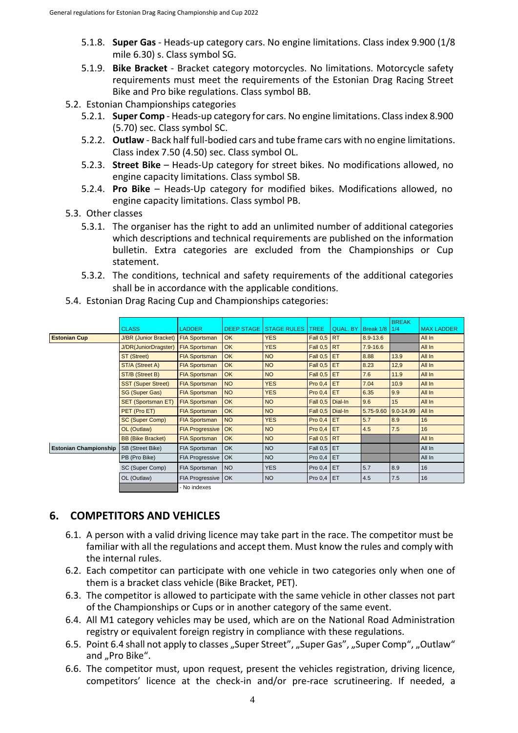5.1.8. **Super Gas** - Heads-up category cars. No engine limitations. Class index 9.900 (1/8 mile 6.30) s. Class symbol SG.

5.1.9. **Bike Bracket** - Bracket category motorcycles. No limitations. Motorcycle safety requirements must meet the requirements of the Estonian Drag Racing Street Bike and Pro bike regulations. Class symbol BB.

5.2. Estonian Championships categories

5.2.1. **Super Comp** - Heads-up category for cars. No engine limitations. Class index 8.900 (5.70) sec. Class symbol SC.

5.2.2. **Outlaw** - Back half full-bodied cars and tube frame cars with no engine limitations. Class index 7.50 (4.50) sec. Class symbol OL.

5.2.3. **Street Bike** – Heads-Up category for street bikes. No modifications allowed, no engine capacity limitations. Class symbol SB.

5.2.4. **Pro Bike** – Heads-Up category for modified bikes. Modifications allowed, no engine capacity limitations. Class symbol PB.

5.3. Other classes

5.3.1. The organiser has the right to add an unlimited number of additional categories which descriptions and technical requirements are published on the information bulletin. Extra categories are excluded from the Championships or Cup statement.

5.3.2. The conditions, technical and safety requirements of the additional categories shall be in accordance with the applicable conditions.

5.4. Estonian Drag Racing Cup and Championships categories:

| | CLASS | LADDER | DEEP STAGE | STAGE RULES | TREE | QUAL. BY | Break 1/8 | BREAK 1/4 | MAX LADDER |
|---|---|---|---|---|---|---|---|---|---|
| **Estonian Cup** | J/BR (Junior Bracket) | FIA Sportsman | OK | YES | Fall 0,5 | RT | 8.9-13.6 | | All In |
| | J/DR(JuniorDragster) | FIA Sportsman | OK | YES | Fall 0,5 | RT | 7.9-16.6 | | All In |
| | ST (Street) | FIA Sportsman | OK | NO | Fall 0,5 | ET | 8.88 | 13.9 | All In |
| | ST/A (Street A) | FIA Sportsman | OK | NO | Fall 0,5 | ET | 8.23 | 12,9 | All In |
| | ST/B (Street B) | FIA Sportsman | OK | NO | Fall 0,5 | ET | 7.6 | 11.9 | All In |
| | SST (Super Street) | FIA Sportsman | NO | YES | Pro 0,4 | ET | 7.04 | 10.9 | All In |
| | SG (Super Gas) | FIA Sportsman | NO | YES | Pro 0,4 | ET | 6.35 | 9.9 | All In |
| | SET (Sportsman ET) | FIA Sportsman | OK | NO | Fall 0,5 | Dial-In | 9.6 | 15 | All In |
| | PET (Pro ET) | FIA Sportsman | OK | NO | Fall 0,5 | Dial-In | 5.75-9.60 | 9.0-14.99 | All In |
| | SC (Super Comp) | FIA Sportsman | NO | YES | Pro 0,4 | ET | 5.7 | 8.9 | 16 |
| | OL (Outlaw) | FIA Progressive | OK | NO | Pro 0,4 | ET | 4.5 | 7.5 | 16 |
| | BB (Bike Bracket) | FIA Sportsman | OK | NO | Fall 0,5 | RT | | | All In |
| **Estonian Championship** | SB (Street Bike) | FIA Sportsman | OK | NO | Fall 0,5 | ET | | | All In |
| | PB (Pro Bike) | FIA Progressive | OK | NO | Pro 0,4 | ET | | | All In |
| | SC (Super Comp) | FIA Sportsman | NO | YES | Pro 0,4 | ET | 5.7 | 8.9 | 16 |
| | OL (Outlaw) | FIA Progressive | OK | NO | Pro 0,4 | ET | 4.5 | 7.5 | 16 |

(Grey cell) - No indexes

## 6. COMPETITORS AND VEHICLES

6.1. A person with a valid driving licence may take part in the race. The competitor must be familiar with all the regulations and accept them. Must know the rules and comply with the internal rules.

6.2. Each competitor can participate with one vehicle in two categories only when one of them is a bracket class vehicle (Bike Bracket, PET).

6.3. The competitor is allowed to participate with the same vehicle in other classes not part of the Championships or Cups or in another category of the same event.

6.4. All M1 category vehicles may be used, which are on the National Road Administration registry or equivalent foreign registry in compliance with these regulations.

6.5. Point 6.4 shall not apply to classes „Super Street", „Super Gas", „Super Comp", „Outlaw" and „Pro Bike".

6.6. The competitor must, upon request, present the vehicles registration, driving licence, competitors' licence at the check-in and/or pre-race scrutineering. If needed, a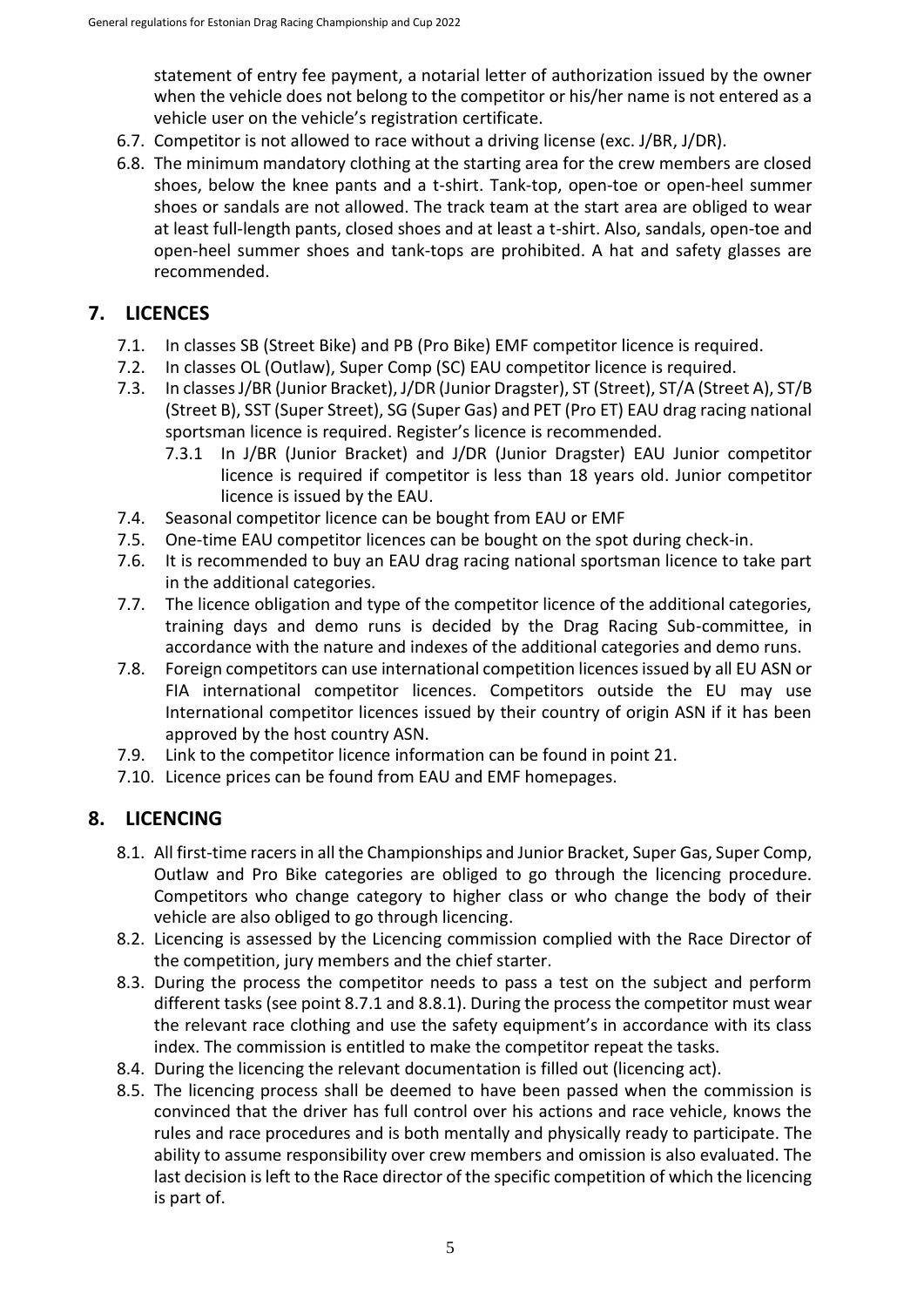statement of entry fee payment, a notarial letter of authorization issued by the owner when the vehicle does not belong to the competitor or his/her name is not entered as a vehicle user on the vehicle's registration certificate.

6.7. Competitor is not allowed to race without a driving license (exc. J/BR, J/DR).

6.8. The minimum mandatory clothing at the starting area for the crew members are closed shoes, below the knee pants and a t-shirt. Tank-top, open-toe or open-heel summer shoes or sandals are not allowed. The track team at the start area are obliged to wear at least full-length pants, closed shoes and at least a t-shirt. Also, sandals, open-toe and open-heel summer shoes and tank-tops are prohibited. A hat and safety glasses are recommended.

## 7. LICENCES

7.1. In classes SB (Street Bike) and PB (Pro Bike) EMF competitor licence is required.

7.2. In classes OL (Outlaw), Super Comp (SC) EAU competitor licence is required.

7.3. In classes J/BR (Junior Bracket), J/DR (Junior Dragster), ST (Street), ST/A (Street A), ST/B (Street B), SST (Super Street), SG (Super Gas) and PET (Pro ET) EAU drag racing national sportsman licence is required. Register's licence is recommended.

   7.3.1 In J/BR (Junior Bracket) and J/DR (Junior Dragster) EAU Junior competitor licence is required if competitor is less than 18 years old. Junior competitor licence is issued by the EAU.

7.4. Seasonal competitor licence can be bought from EAU or EMF

7.5. One-time EAU competitor licences can be bought on the spot during check-in.

7.6. It is recommended to buy an EAU drag racing national sportsman licence to take part in the additional categories.

7.7. The licence obligation and type of the competitor licence of the additional categories, training days and demo runs is decided by the Drag Racing Sub-committee, in accordance with the nature and indexes of the additional categories and demo runs.

7.8. Foreign competitors can use international competition licences issued by all EU ASN or FIA international competitor licences. Competitors outside the EU may use International competitor licences issued by their country of origin ASN if it has been approved by the host country ASN.

7.9. Link to the competitor licence information can be found in point 21.

7.10. Licence prices can be found from EAU and EMF homepages.

## 8. LICENCING

8.1. All first-time racers in all the Championships and Junior Bracket, Super Gas, Super Comp, Outlaw and Pro Bike categories are obliged to go through the licencing procedure. Competitors who change category to higher class or who change the body of their vehicle are also obliged to go through licencing.

8.2. Licencing is assessed by the Licencing commission complied with the Race Director of the competition, jury members and the chief starter.

8.3. During the process the competitor needs to pass a test on the subject and perform different tasks (see point 8.7.1 and 8.8.1). During the process the competitor must wear the relevant race clothing and use the safety equipment's in accordance with its class index. The commission is entitled to make the competitor repeat the tasks.

8.4. During the licencing the relevant documentation is filled out (licencing act).

8.5. The licencing process shall be deemed to have been passed when the commission is convinced that the driver has full control over his actions and race vehicle, knows the rules and race procedures and is both mentally and physically ready to participate. The ability to assume responsibility over crew members and omission is also evaluated. The last decision is left to the Race director of the specific competition of which the licencing is part of.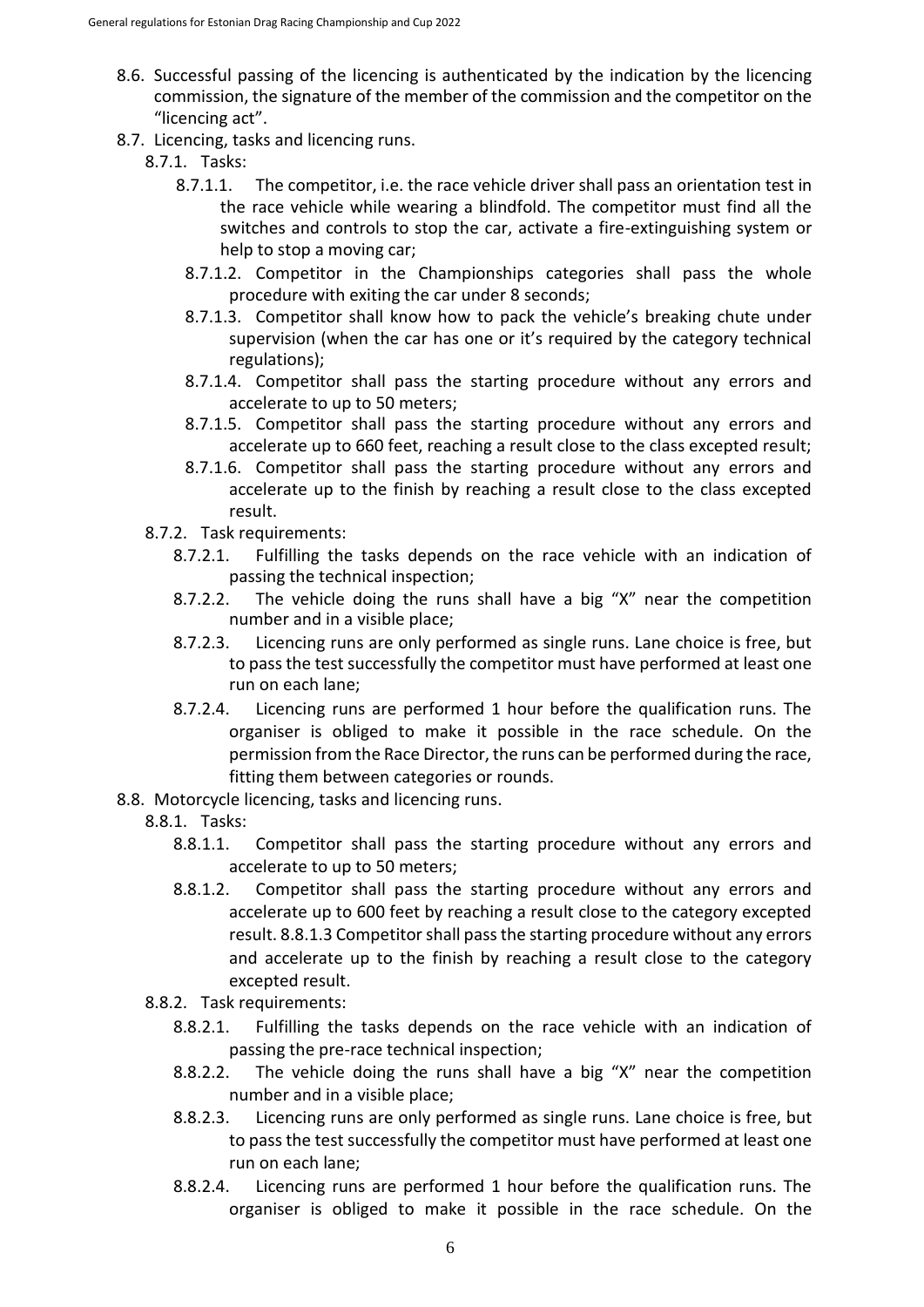- 8.6. Successful passing of the licencing is authenticated by the indication by the licencing commission, the signature of the member of the commission and the competitor on the "licencing act".
- 8.7. Licencing, tasks and licencing runs.
  - 8.7.1. Tasks:
    - 8.7.1.1. The competitor, i.e. the race vehicle driver shall pass an orientation test in the race vehicle while wearing a blindfold. The competitor must find all the switches and controls to stop the car, activate a fire-extinguishing system or help to stop a moving car;
    - 8.7.1.2. Competitor in the Championships categories shall pass the whole procedure with exiting the car under 8 seconds;
    - 8.7.1.3. Competitor shall know how to pack the vehicle's breaking chute under supervision (when the car has one or it's required by the category technical regulations);
    - 8.7.1.4. Competitor shall pass the starting procedure without any errors and accelerate to up to 50 meters;
    - 8.7.1.5. Competitor shall pass the starting procedure without any errors and accelerate up to 660 feet, reaching a result close to the class excepted result;
    - 8.7.1.6. Competitor shall pass the starting procedure without any errors and accelerate up to the finish by reaching a result close to the class excepted result.
  - 8.7.2. Task requirements:
    - 8.7.2.1. Fulfilling the tasks depends on the race vehicle with an indication of passing the technical inspection;
    - 8.7.2.2. The vehicle doing the runs shall have a big "X" near the competition number and in a visible place;
    - 8.7.2.3. Licencing runs are only performed as single runs. Lane choice is free, but to pass the test successfully the competitor must have performed at least one run on each lane;
    - 8.7.2.4. Licencing runs are performed 1 hour before the qualification runs. The organiser is obliged to make it possible in the race schedule. On the permission from the Race Director, the runs can be performed during the race, fitting them between categories or rounds.
- 8.8. Motorcycle licencing, tasks and licencing runs.
  - 8.8.1. Tasks:
    - 8.8.1.1. Competitor shall pass the starting procedure without any errors and accelerate to up to 50 meters;
    - 8.8.1.2. Competitor shall pass the starting procedure without any errors and accelerate up to 600 feet by reaching a result close to the category excepted result. 8.8.1.3 Competitor shall pass the starting procedure without any errors and accelerate up to the finish by reaching a result close to the category excepted result.
  - 8.8.2. Task requirements:
    - 8.8.2.1. Fulfilling the tasks depends on the race vehicle with an indication of passing the pre-race technical inspection;
    - 8.8.2.2. The vehicle doing the runs shall have a big "X" near the competition number and in a visible place;
    - 8.8.2.3. Licencing runs are only performed as single runs. Lane choice is free, but to pass the test successfully the competitor must have performed at least one run on each lane;
    - 8.8.2.4. Licencing runs are performed 1 hour before the qualification runs. The organiser is obliged to make it possible in the race schedule. On the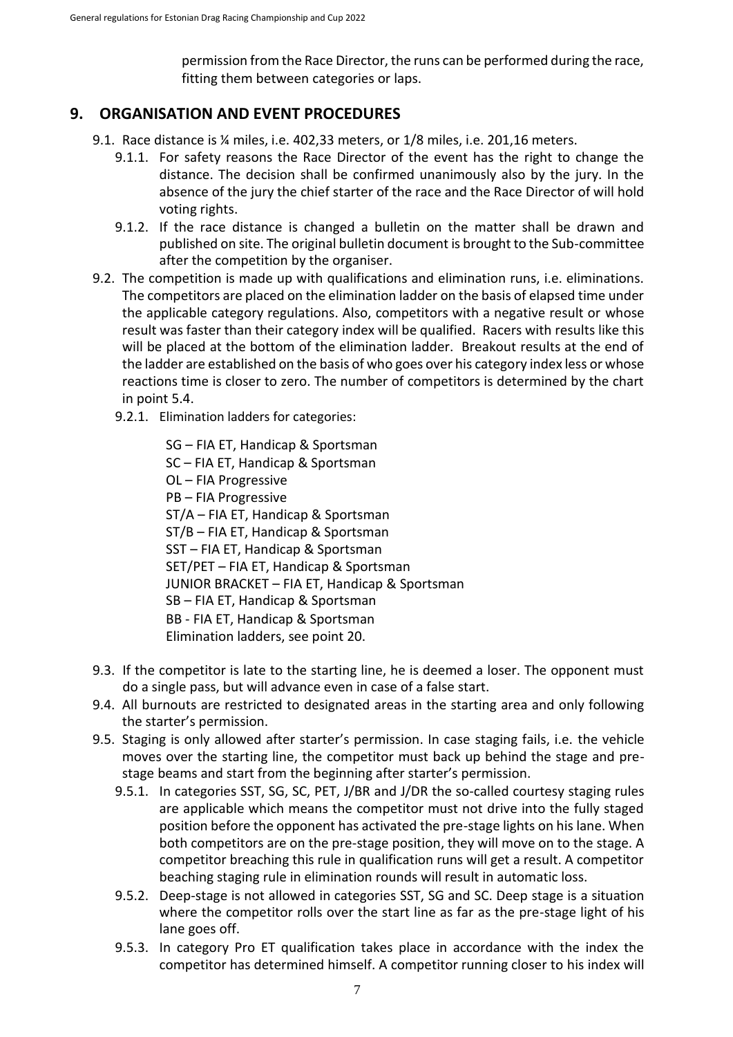permission from the Race Director, the runs can be performed during the race, fitting them between categories or laps.

## 9. ORGANISATION AND EVENT PROCEDURES

9.1. Race distance is ¼ miles, i.e. 402,33 meters, or 1/8 miles, i.e. 201,16 meters.

9.1.1. For safety reasons the Race Director of the event has the right to change the distance. The decision shall be confirmed unanimously also by the jury. In the absence of the jury the chief starter of the race and the Race Director of will hold voting rights.

9.1.2. If the race distance is changed a bulletin on the matter shall be drawn and published on site. The original bulletin document is brought to the Sub-committee after the competition by the organiser.

9.2. The competition is made up with qualifications and elimination runs, i.e. eliminations. The competitors are placed on the elimination ladder on the basis of elapsed time under the applicable category regulations. Also, competitors with a negative result or whose result was faster than their category index will be qualified. Racers with results like this will be placed at the bottom of the elimination ladder. Breakout results at the end of the ladder are established on the basis of who goes over his category index less or whose reactions time is closer to zero. The number of competitors is determined by the chart in point 5.4.

9.2.1. Elimination ladders for categories:

SG – FIA ET, Handicap & Sportsman
SC – FIA ET, Handicap & Sportsman
OL – FIA Progressive
PB – FIA Progressive
ST/A – FIA ET, Handicap & Sportsman
ST/B – FIA ET, Handicap & Sportsman
SST – FIA ET, Handicap & Sportsman
SET/PET – FIA ET, Handicap & Sportsman
JUNIOR BRACKET – FIA ET, Handicap & Sportsman
SB – FIA ET, Handicap & Sportsman
BB - FIA ET, Handicap & Sportsman
Elimination ladders, see point 20.

9.3. If the competitor is late to the starting line, he is deemed a loser. The opponent must do a single pass, but will advance even in case of a false start.

9.4. All burnouts are restricted to designated areas in the starting area and only following the starter's permission.

9.5. Staging is only allowed after starter's permission. In case staging fails, i.e. the vehicle moves over the starting line, the competitor must back up behind the stage and pre-stage beams and start from the beginning after starter's permission.

9.5.1. In categories SST, SG, SC, PET, J/BR and J/DR the so-called courtesy staging rules are applicable which means the competitor must not drive into the fully staged position before the opponent has activated the pre-stage lights on his lane. When both competitors are on the pre-stage position, they will move on to the stage. A competitor breaching this rule in qualification runs will get a result. A competitor beaching staging rule in elimination rounds will result in automatic loss.

9.5.2. Deep-stage is not allowed in categories SST, SG and SC. Deep stage is a situation where the competitor rolls over the start line as far as the pre-stage light of his lane goes off.

9.5.3. In category Pro ET qualification takes place in accordance with the index the competitor has determined himself. A competitor running closer to his index will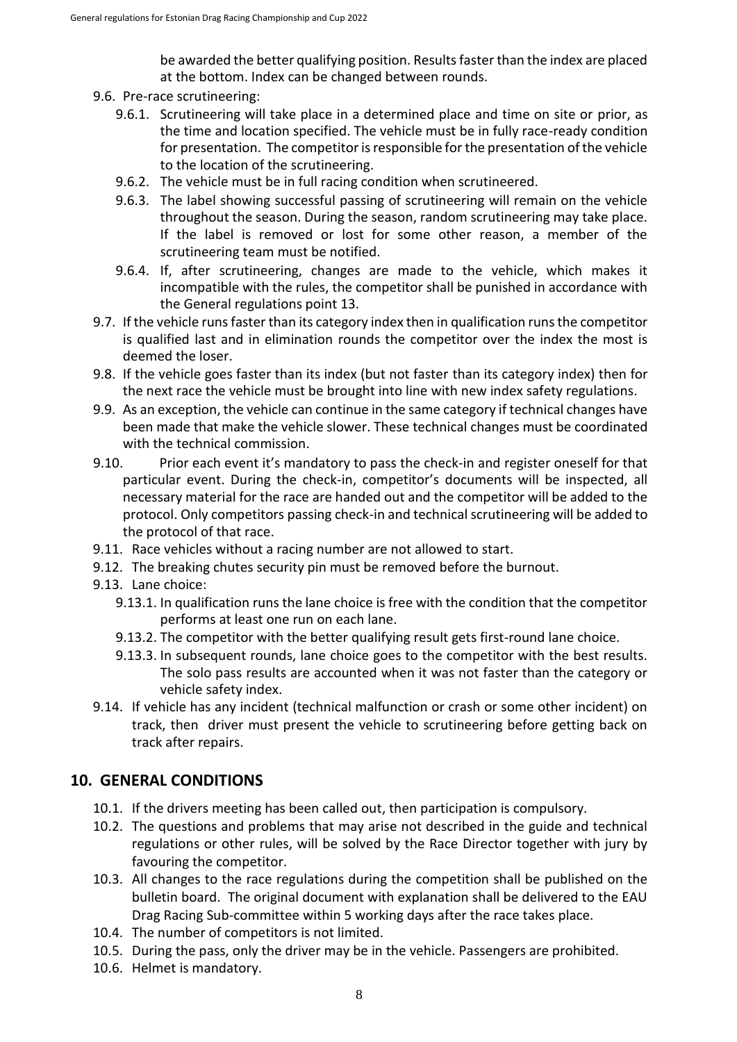be awarded the better qualifying position. Results faster than the index are placed at the bottom. Index can be changed between rounds.

- 9.6. Pre-race scrutineering:
  - 9.6.1. Scrutineering will take place in a determined place and time on site or prior, as the time and location specified. The vehicle must be in fully race-ready condition for presentation. The competitor is responsible for the presentation of the vehicle to the location of the scrutineering.
  - 9.6.2. The vehicle must be in full racing condition when scrutineered.
  - 9.6.3. The label showing successful passing of scrutineering will remain on the vehicle throughout the season. During the season, random scrutineering may take place. If the label is removed or lost for some other reason, a member of the scrutineering team must be notified.
  - 9.6.4. If, after scrutineering, changes are made to the vehicle, which makes it incompatible with the rules, the competitor shall be punished in accordance with the General regulations point 13.
- 9.7. If the vehicle runs faster than its category index then in qualification runs the competitor is qualified last and in elimination rounds the competitor over the index the most is deemed the loser.
- 9.8. If the vehicle goes faster than its index (but not faster than its category index) then for the next race the vehicle must be brought into line with new index safety regulations.
- 9.9. As an exception, the vehicle can continue in the same category if technical changes have been made that make the vehicle slower. These technical changes must be coordinated with the technical commission.
- 9.10. Prior each event it's mandatory to pass the check-in and register oneself for that particular event. During the check-in, competitor's documents will be inspected, all necessary material for the race are handed out and the competitor will be added to the protocol. Only competitors passing check-in and technical scrutineering will be added to the protocol of that race.
- 9.11. Race vehicles without a racing number are not allowed to start.
- 9.12. The breaking chutes security pin must be removed before the burnout.
- 9.13. Lane choice:
  - 9.13.1. In qualification runs the lane choice is free with the condition that the competitor performs at least one run on each lane.
  - 9.13.2. The competitor with the better qualifying result gets first-round lane choice.
  - 9.13.3. In subsequent rounds, lane choice goes to the competitor with the best results. The solo pass results are accounted when it was not faster than the category or vehicle safety index.
- 9.14. If vehicle has any incident (technical malfunction or crash or some other incident) on track, then driver must present the vehicle to scrutineering before getting back on track after repairs.

## 10. GENERAL CONDITIONS

- 10.1. If the drivers meeting has been called out, then participation is compulsory.
- 10.2. The questions and problems that may arise not described in the guide and technical regulations or other rules, will be solved by the Race Director together with jury by favouring the competitor.
- 10.3. All changes to the race regulations during the competition shall be published on the bulletin board. The original document with explanation shall be delivered to the EAU Drag Racing Sub-committee within 5 working days after the race takes place.
- 10.4. The number of competitors is not limited.
- 10.5. During the pass, only the driver may be in the vehicle. Passengers are prohibited.
- 10.6. Helmet is mandatory.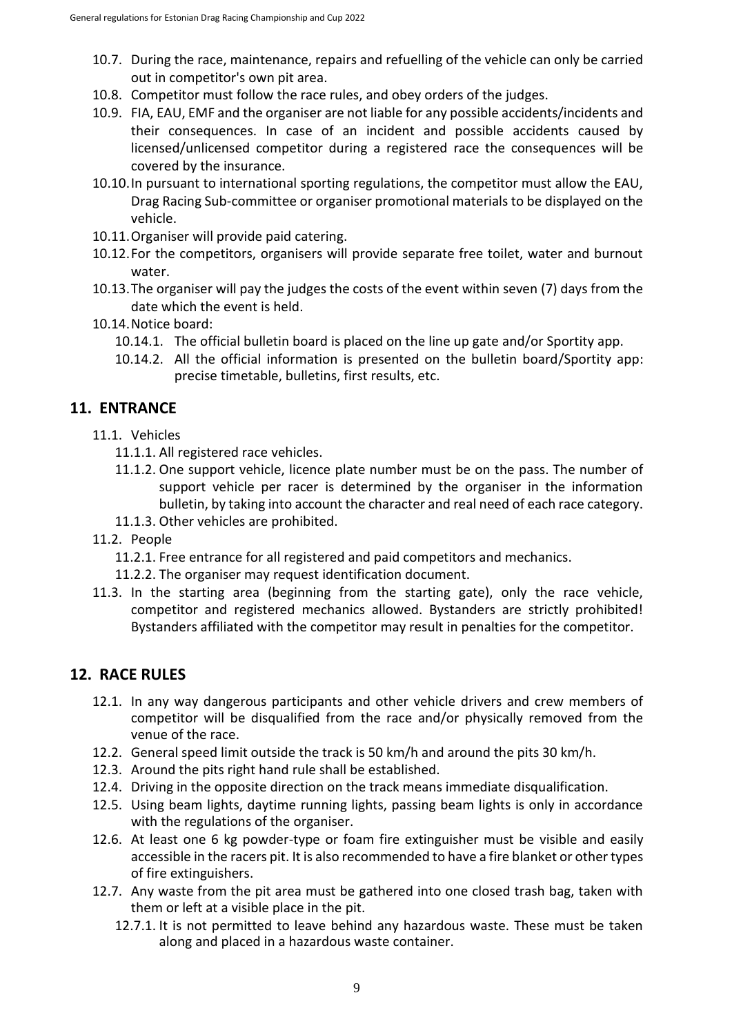- 10.7. During the race, maintenance, repairs and refuelling of the vehicle can only be carried out in competitor's own pit area.
- 10.8. Competitor must follow the race rules, and obey orders of the judges.
- 10.9. FIA, EAU, EMF and the organiser are not liable for any possible accidents/incidents and their consequences. In case of an incident and possible accidents caused by licensed/unlicensed competitor during a registered race the consequences will be covered by the insurance.
- 10.10. In pursuant to international sporting regulations, the competitor must allow the EAU, Drag Racing Sub-committee or organiser promotional materials to be displayed on the vehicle.
- 10.11. Organiser will provide paid catering.
- 10.12. For the competitors, organisers will provide separate free toilet, water and burnout water.
- 10.13. The organiser will pay the judges the costs of the event within seven (7) days from the date which the event is held.
- 10.14. Notice board:
  - 10.14.1. The official bulletin board is placed on the line up gate and/or Sportity app.
  - 10.14.2. All the official information is presented on the bulletin board/Sportity app: precise timetable, bulletins, first results, etc.

## 11. ENTRANCE

- 11.1. Vehicles
  - 11.1.1. All registered race vehicles.
  - 11.1.2. One support vehicle, licence plate number must be on the pass. The number of support vehicle per racer is determined by the organiser in the information bulletin, by taking into account the character and real need of each race category.
  - 11.1.3. Other vehicles are prohibited.
- 11.2. People
  - 11.2.1. Free entrance for all registered and paid competitors and mechanics.
  - 11.2.2. The organiser may request identification document.
- 11.3. In the starting area (beginning from the starting gate), only the race vehicle, competitor and registered mechanics allowed. Bystanders are strictly prohibited! Bystanders affiliated with the competitor may result in penalties for the competitor.

## 12. RACE RULES

- 12.1. In any way dangerous participants and other vehicle drivers and crew members of competitor will be disqualified from the race and/or physically removed from the venue of the race.
- 12.2. General speed limit outside the track is 50 km/h and around the pits 30 km/h.
- 12.3. Around the pits right hand rule shall be established.
- 12.4. Driving in the opposite direction on the track means immediate disqualification.
- 12.5. Using beam lights, daytime running lights, passing beam lights is only in accordance with the regulations of the organiser.
- 12.6. At least one 6 kg powder-type or foam fire extinguisher must be visible and easily accessible in the racers pit. It is also recommended to have a fire blanket or other types of fire extinguishers.
- 12.7. Any waste from the pit area must be gathered into one closed trash bag, taken with them or left at a visible place in the pit.
  - 12.7.1. It is not permitted to leave behind any hazardous waste. These must be taken along and placed in a hazardous waste container.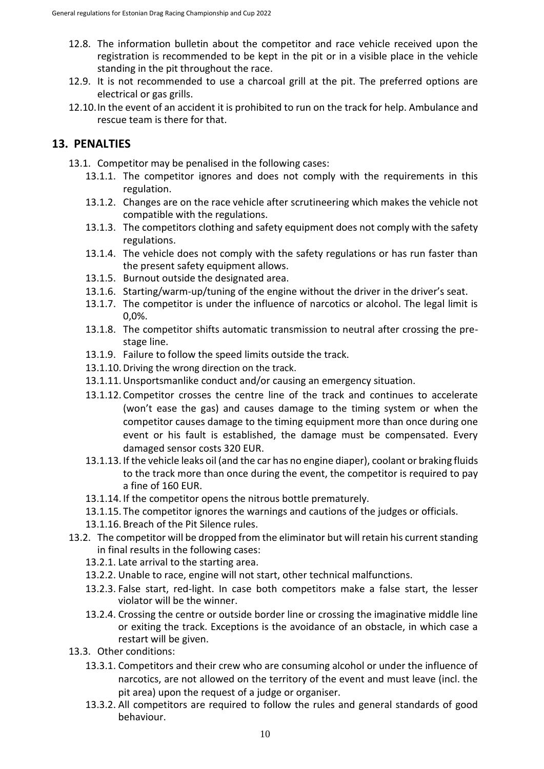12.8. The information bulletin about the competitor and race vehicle received upon the registration is recommended to be kept in the pit or in a visible place in the vehicle standing in the pit throughout the race.

12.9. It is not recommended to use a charcoal grill at the pit. The preferred options are electrical or gas grills.

12.10. In the event of an accident it is prohibited to run on the track for help. Ambulance and rescue team is there for that.

## 13. PENALTIES

13.1. Competitor may be penalised in the following cases:

13.1.1. The competitor ignores and does not comply with the requirements in this regulation.

13.1.2. Changes are on the race vehicle after scrutineering which makes the vehicle not compatible with the regulations.

13.1.3. The competitors clothing and safety equipment does not comply with the safety regulations.

13.1.4. The vehicle does not comply with the safety regulations or has run faster than the present safety equipment allows.

13.1.5. Burnout outside the designated area.

13.1.6. Starting/warm-up/tuning of the engine without the driver in the driver's seat.

13.1.7. The competitor is under the influence of narcotics or alcohol. The legal limit is 0,0%.

13.1.8. The competitor shifts automatic transmission to neutral after crossing the pre-stage line.

13.1.9. Failure to follow the speed limits outside the track.

13.1.10. Driving the wrong direction on the track.

13.1.11. Unsportsmanlike conduct and/or causing an emergency situation.

13.1.12. Competitor crosses the centre line of the track and continues to accelerate (won't ease the gas) and causes damage to the timing system or when the competitor causes damage to the timing equipment more than once during one event or his fault is established, the damage must be compensated. Every damaged sensor costs 320 EUR.

13.1.13. If the vehicle leaks oil (and the car has no engine diaper), coolant or braking fluids to the track more than once during the event, the competitor is required to pay a fine of 160 EUR.

13.1.14. If the competitor opens the nitrous bottle prematurely.

13.1.15. The competitor ignores the warnings and cautions of the judges or officials.

13.1.16. Breach of the Pit Silence rules.

13.2. The competitor will be dropped from the eliminator but will retain his current standing in final results in the following cases:

13.2.1. Late arrival to the starting area.

13.2.2. Unable to race, engine will not start, other technical malfunctions.

13.2.3. False start, red-light. In case both competitors make a false start, the lesser violator will be the winner.

13.2.4. Crossing the centre or outside border line or crossing the imaginative middle line or exiting the track. Exceptions is the avoidance of an obstacle, in which case a restart will be given.

13.3. Other conditions:

13.3.1. Competitors and their crew who are consuming alcohol or under the influence of narcotics, are not allowed on the territory of the event and must leave (incl. the pit area) upon the request of a judge or organiser.

13.3.2. All competitors are required to follow the rules and general standards of good behaviour.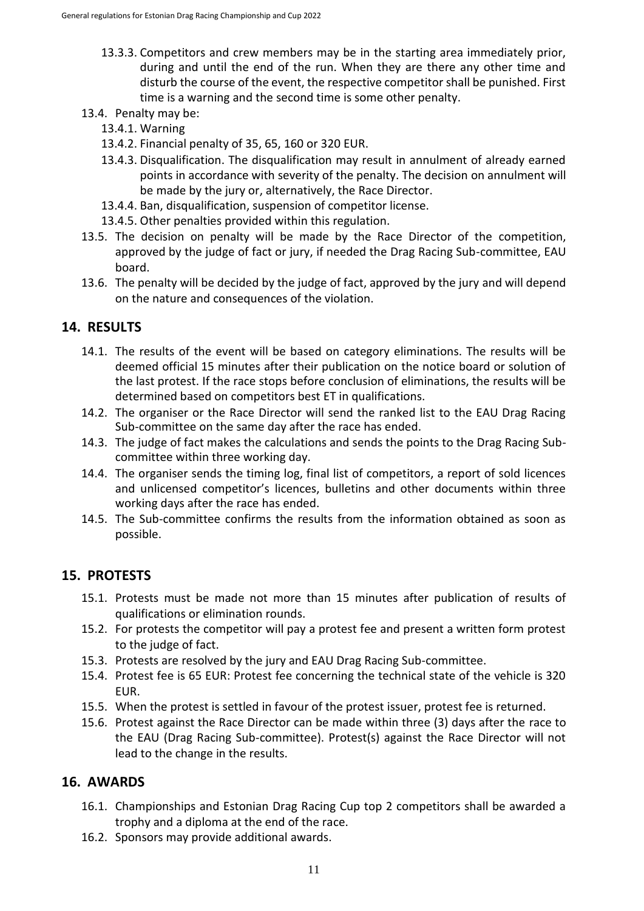13.3.3. Competitors and crew members may be in the starting area immediately prior, during and until the end of the run. When they are there any other time and disturb the course of the event, the respective competitor shall be punished. First time is a warning and the second time is some other penalty.

13.4. Penalty may be:

13.4.1. Warning

13.4.2. Financial penalty of 35, 65, 160 or 320 EUR.

13.4.3. Disqualification. The disqualification may result in annulment of already earned points in accordance with severity of the penalty. The decision on annulment will be made by the jury or, alternatively, the Race Director.

13.4.4. Ban, disqualification, suspension of competitor license.

13.4.5. Other penalties provided within this regulation.

13.5. The decision on penalty will be made by the Race Director of the competition, approved by the judge of fact or jury, if needed the Drag Racing Sub-committee, EAU board.

13.6. The penalty will be decided by the judge of fact, approved by the jury and will depend on the nature and consequences of the violation.

## 14. RESULTS

14.1. The results of the event will be based on category eliminations. The results will be deemed official 15 minutes after their publication on the notice board or solution of the last protest. If the race stops before conclusion of eliminations, the results will be determined based on competitors best ET in qualifications.

14.2. The organiser or the Race Director will send the ranked list to the EAU Drag Racing Sub-committee on the same day after the race has ended.

14.3. The judge of fact makes the calculations and sends the points to the Drag Racing Sub-committee within three working day.

14.4. The organiser sends the timing log, final list of competitors, a report of sold licences and unlicensed competitor's licences, bulletins and other documents within three working days after the race has ended.

14.5. The Sub-committee confirms the results from the information obtained as soon as possible.

## 15. PROTESTS

15.1. Protests must be made not more than 15 minutes after publication of results of qualifications or elimination rounds.

15.2. For protests the competitor will pay a protest fee and present a written form protest to the judge of fact.

15.3. Protests are resolved by the jury and EAU Drag Racing Sub-committee.

15.4. Protest fee is 65 EUR: Protest fee concerning the technical state of the vehicle is 320 EUR.

15.5. When the protest is settled in favour of the protest issuer, protest fee is returned.

15.6. Protest against the Race Director can be made within three (3) days after the race to the EAU (Drag Racing Sub-committee). Protest(s) against the Race Director will not lead to the change in the results.

## 16. AWARDS

16.1. Championships and Estonian Drag Racing Cup top 2 competitors shall be awarded a trophy and a diploma at the end of the race.

16.2. Sponsors may provide additional awards.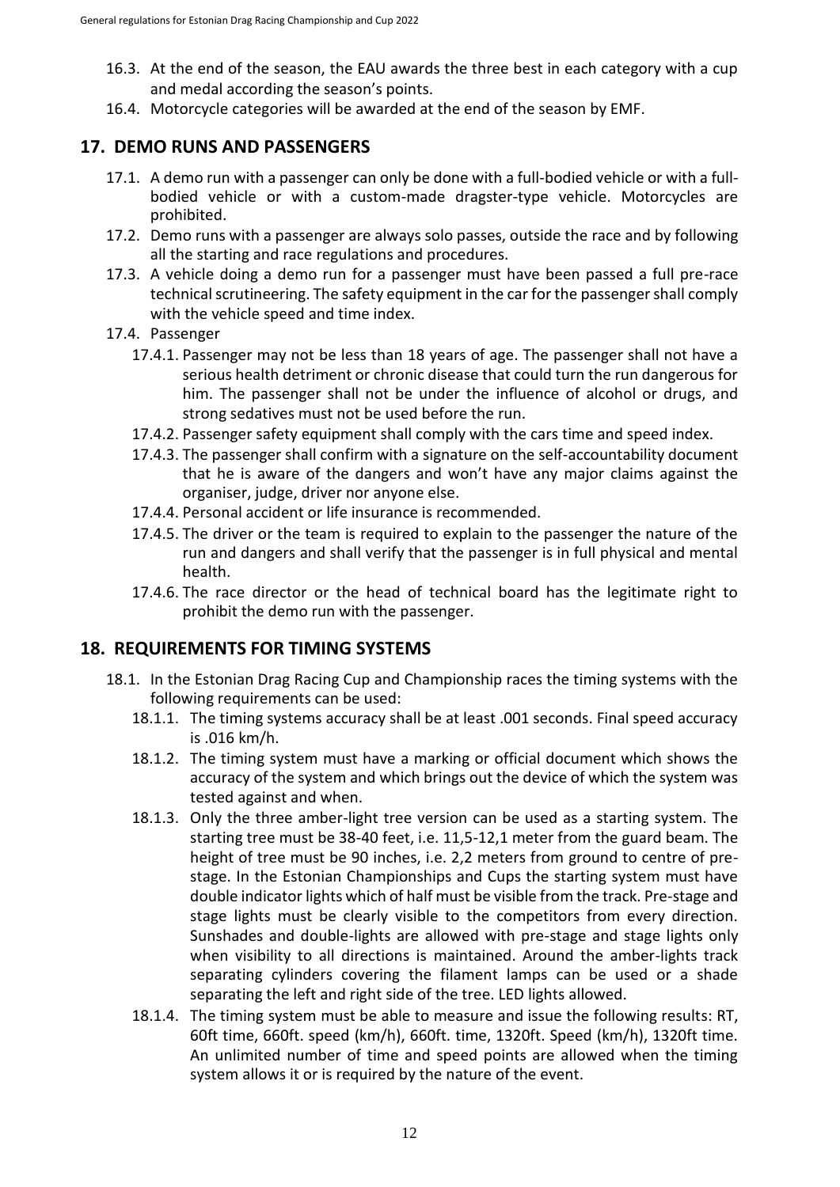16.3. At the end of the season, the EAU awards the three best in each category with a cup and medal according the season's points.

16.4. Motorcycle categories will be awarded at the end of the season by EMF.

## 17. DEMO RUNS AND PASSENGERS

17.1. A demo run with a passenger can only be done with a full-bodied vehicle or with a full-bodied vehicle or with a custom-made dragster-type vehicle. Motorcycles are prohibited.

17.2. Demo runs with a passenger are always solo passes, outside the race and by following all the starting and race regulations and procedures.

17.3. A vehicle doing a demo run for a passenger must have been passed a full pre-race technical scrutineering. The safety equipment in the car for the passenger shall comply with the vehicle speed and time index.

17.4. Passenger

17.4.1. Passenger may not be less than 18 years of age. The passenger shall not have a serious health detriment or chronic disease that could turn the run dangerous for him. The passenger shall not be under the influence of alcohol or drugs, and strong sedatives must not be used before the run.

17.4.2. Passenger safety equipment shall comply with the cars time and speed index.

17.4.3. The passenger shall confirm with a signature on the self-accountability document that he is aware of the dangers and won't have any major claims against the organiser, judge, driver nor anyone else.

17.4.4. Personal accident or life insurance is recommended.

17.4.5. The driver or the team is required to explain to the passenger the nature of the run and dangers and shall verify that the passenger is in full physical and mental health.

17.4.6. The race director or the head of technical board has the legitimate right to prohibit the demo run with the passenger.

## 18. REQUIREMENTS FOR TIMING SYSTEMS

18.1. In the Estonian Drag Racing Cup and Championship races the timing systems with the following requirements can be used:

18.1.1. The timing systems accuracy shall be at least .001 seconds. Final speed accuracy is .016 km/h.

18.1.2. The timing system must have a marking or official document which shows the accuracy of the system and which brings out the device of which the system was tested against and when.

18.1.3. Only the three amber-light tree version can be used as a starting system. The starting tree must be 38-40 feet, i.e. 11,5-12,1 meter from the guard beam. The height of tree must be 90 inches, i.e. 2,2 meters from ground to centre of pre-stage. In the Estonian Championships and Cups the starting system must have double indicator lights which of half must be visible from the track. Pre-stage and stage lights must be clearly visible to the competitors from every direction. Sunshades and double-lights are allowed with pre-stage and stage lights only when visibility to all directions is maintained. Around the amber-lights track separating cylinders covering the filament lamps can be used or a shade separating the left and right side of the tree. LED lights allowed.

18.1.4. The timing system must be able to measure and issue the following results: RT, 60ft time, 660ft. speed (km/h), 660ft. time, 1320ft. Speed (km/h), 1320ft time. An unlimited number of time and speed points are allowed when the timing system allows it or is required by the nature of the event.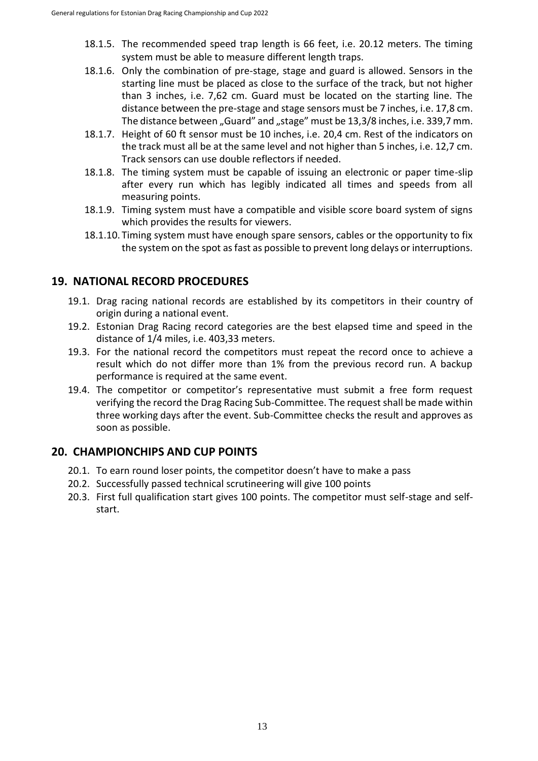- 18.1.5. The recommended speed trap length is 66 feet, i.e. 20.12 meters. The timing system must be able to measure different length traps.
- 18.1.6. Only the combination of pre-stage, stage and guard is allowed. Sensors in the starting line must be placed as close to the surface of the track, but not higher than 3 inches, i.e. 7,62 cm. Guard must be located on the starting line. The distance between the pre-stage and stage sensors must be 7 inches, i.e. 17,8 cm. The distance between „Guard" and „stage" must be 13,3/8 inches, i.e. 339,7 mm.
- 18.1.7. Height of 60 ft sensor must be 10 inches, i.e. 20,4 cm. Rest of the indicators on the track must all be at the same level and not higher than 5 inches, i.e. 12,7 cm. Track sensors can use double reflectors if needed.
- 18.1.8. The timing system must be capable of issuing an electronic or paper time-slip after every run which has legibly indicated all times and speeds from all measuring points.
- 18.1.9. Timing system must have a compatible and visible score board system of signs which provides the results for viewers.
- 18.1.10. Timing system must have enough spare sensors, cables or the opportunity to fix the system on the spot as fast as possible to prevent long delays or interruptions.

## 19. NATIONAL RECORD PROCEDURES

- 19.1. Drag racing national records are established by its competitors in their country of origin during a national event.
- 19.2. Estonian Drag Racing record categories are the best elapsed time and speed in the distance of 1/4 miles, i.e. 403,33 meters.
- 19.3. For the national record the competitors must repeat the record once to achieve a result which do not differ more than 1% from the previous record run. A backup performance is required at the same event.
- 19.4. The competitor or competitor's representative must submit a free form request verifying the record the Drag Racing Sub-Committee. The request shall be made within three working days after the event. Sub-Committee checks the result and approves as soon as possible.

## 20. CHAMPIONCHIPS AND CUP POINTS

- 20.1. To earn round loser points, the competitor doesn't have to make a pass
- 20.2. Successfully passed technical scrutineering will give 100 points
- 20.3. First full qualification start gives 100 points. The competitor must self-stage and self-start.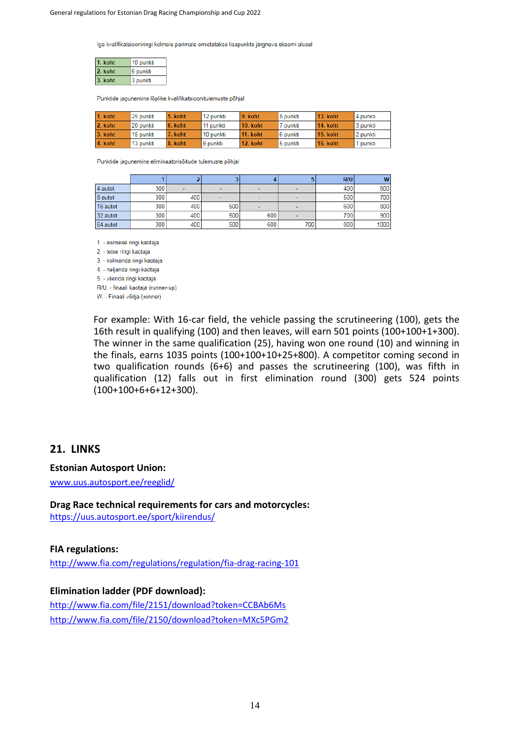Iga kvalifikatsiooniringi kolmele parimale omistatakse lisapunkte järgneva skeemi alusel

| | |
|---|---|
| 1. koht | 10 punkti |
| 2. koht | 6 punkti |
| 3. koht | 3 punkti |

Punktide jagunemine lõplike kvalifikatsioonitulemuste põhjal

| | | | | | | | |
|---|---|---|---|---|---|---|---|
| 1. koht | 25 punkti | 5. koht | 12 punkti | 9. koht | 8 punkti | 13. koht | 4 punkti |
| 2. koht | 20 punkti | 6. koht | 11 punkti | 10. koht | 7 punkti | 14. koht | 3 punkti |
| 3. koht | 15 punkti | 7. koht | 10 punkti | 11. koht | 6 punkti | 15. koht | 2 punkti |
| 4. koht | 13 punkti | 8. koht | 9 punkti | 12. koht | 5 punkti | 16. koht | 1 punkti |

Punktide jagunemine eliminaatorisõitude tulemuste põhjal

| | 1 | 2 | 3 | 4 | 5 | R/U | W |
|---|---|---|---|---|---|---|---|
| 4 autot | 300 | - | - | - | - | 400 | 600 |
| 8 autot | 300 | 400 | - | - | - | 500 | 700 |
| 16 autot | 300 | 400 | 500 | - | - | 600 | 800 |
| 32 autot | 300 | 400 | 500 | 600 | - | 700 | 900 |
| 64 autot | 300 | 400 | 500 | 600 | 700 | 800 | 1000 |

1. - esimese ringi kaotaja
2. - teise ringi kaotaja
3. - kolmanda ringi kaotaja
4. - neljanda ringi kaotaja
5. - viienda ringi kaotaja

R/U. - finaali kaotaja (runner-up)
W. - Finaali võitja (winner)

For example: With 16-car field, the vehicle passing the scrutineering (100), gets the 16th result in qualifying (100) and then leaves, will earn 501 points (100+100+1+300). The winner in the same qualification (25), having won one round (10) and winning in the finals, earns 1035 points (100+100+10+25+800). A competitor coming second in two qualification rounds (6+6) and passes the scrutineering (100), was fifth in qualification (12) falls out in first elimination round (300) gets 524 points (100+100+6+6+12+300).

## 21. LINKS

**Estonian Autosport Union:**
www.uus.autosport.ee/reeglid/

**Drag Race technical requirements for cars and motorcycles:**
https://uus.autosport.ee/sport/kiirendus/

**FIA regulations:**
http://www.fia.com/regulations/regulation/fia-drag-racing-101

**Elimination ladder (PDF download):**
http://www.fia.com/file/2151/download?token=CCBAb6Ms
http://www.fia.com/file/2150/download?token=MXc5PGm2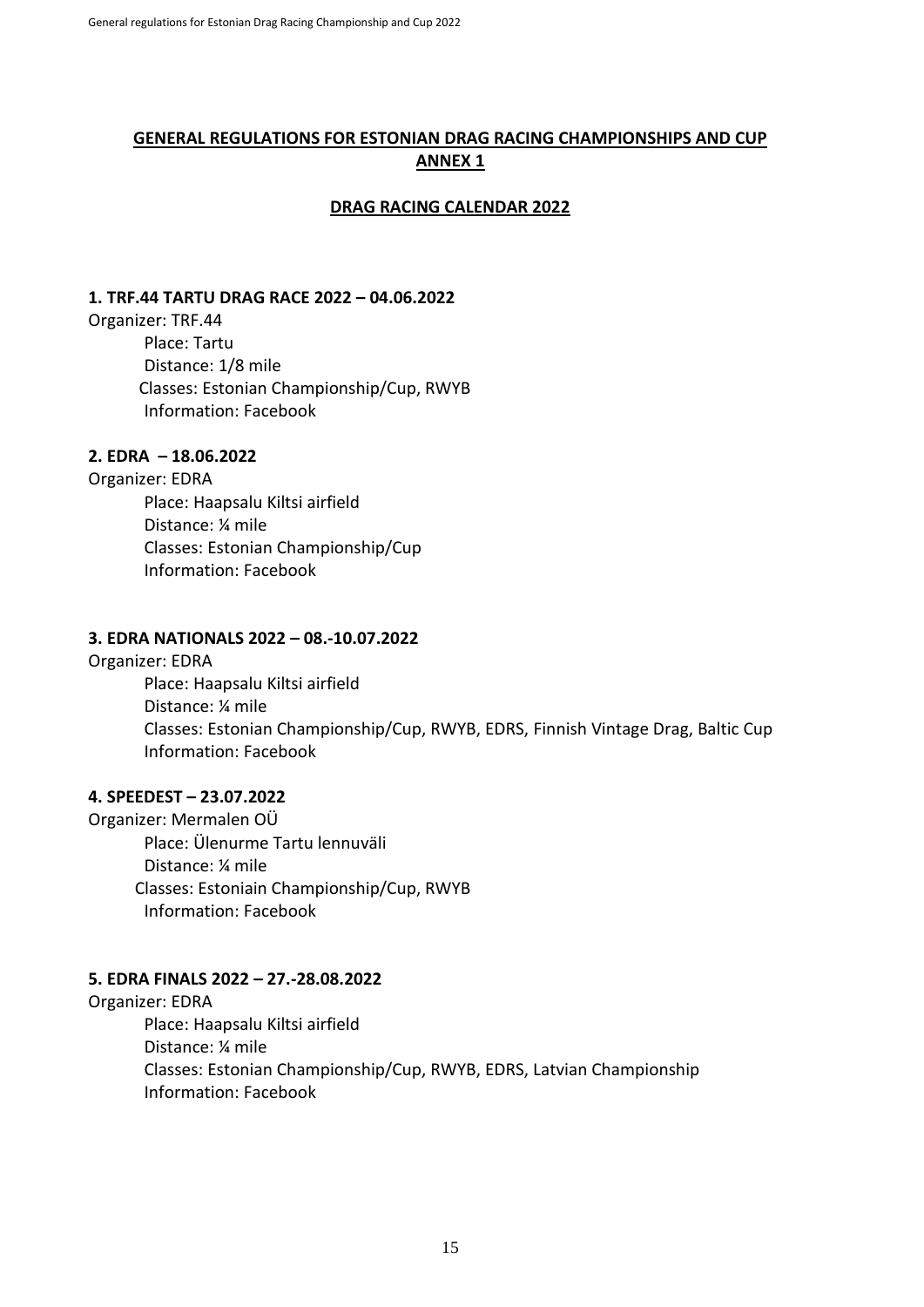# GENERAL REGULATIONS FOR ESTONIAN DRAG RACING CHAMPIONSHIPS AND CUP ANNEX 1

## DRAG RACING CALENDAR 2022

**1. TRF.44 TARTU DRAG RACE 2022 – 04.06.2022**

Organizer: TRF.44
- Place: Tartu
- Distance: 1/8 mile
- Classes: Estonian Championship/Cup, RWYB
- Information: Facebook

**2. EDRA – 18.06.2022**

Organizer: EDRA
- Place: Haapsalu Kiltsi airfield
- Distance: ¼ mile
- Classes: Estonian Championship/Cup
- Information: Facebook

**3. EDRA NATIONALS 2022 – 08.-10.07.2022**

Organizer: EDRA
- Place: Haapsalu Kiltsi airfield
- Distance: ¼ mile
- Classes: Estonian Championship/Cup, RWYB, EDRS, Finnish Vintage Drag, Baltic Cup
- Information: Facebook

**4. SPEEDEST – 23.07.2022**

Organizer: Mermalen OÜ
- Place: Ülenurme Tartu lennuväli
- Distance: ¼ mile
- Classes: Estoniain Championship/Cup, RWYB
- Information: Facebook

**5. EDRA FINALS 2022 – 27.-28.08.2022**

Organizer: EDRA
- Place: Haapsalu Kiltsi airfield
- Distance: ¼ mile
- Classes: Estonian Championship/Cup, RWYB, EDRS, Latvian Championship
- Information: Facebook